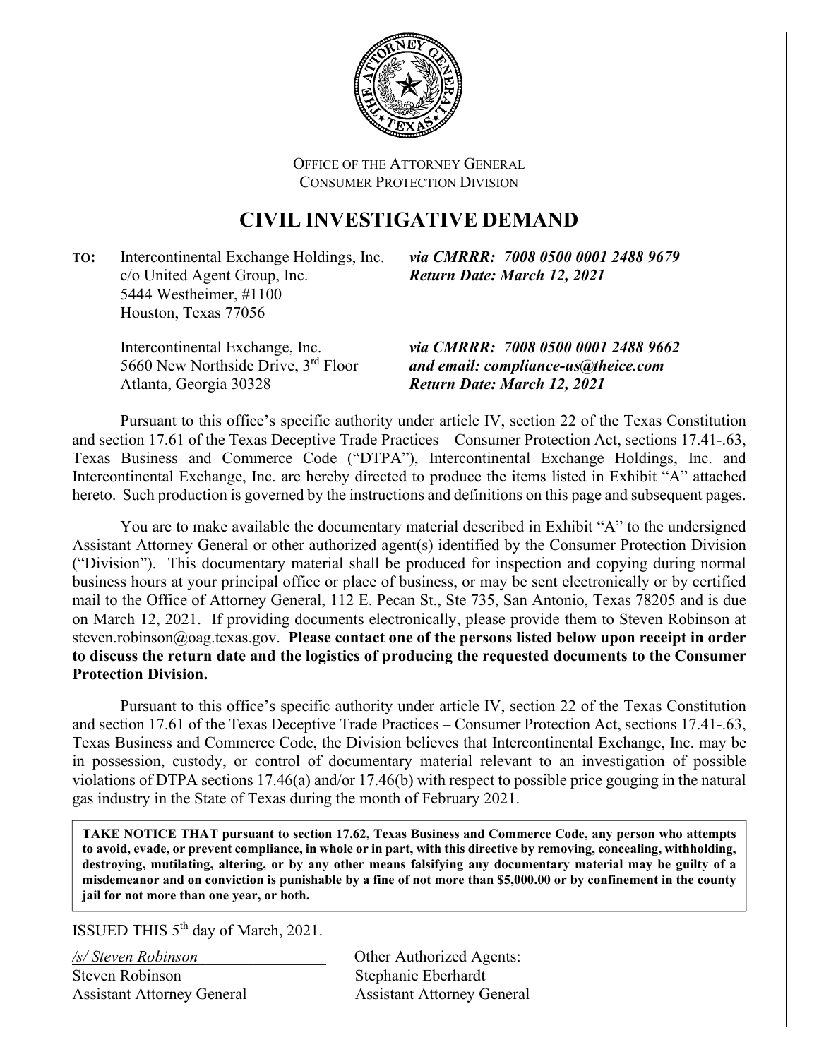OFFICE OF THE ATTORNEY GENERAL
CONSUMER PROTECTION DIVISION

# CIVIL INVESTIGATIVE DEMAND

**TO:** Intercontinental Exchange Holdings, Inc.
c/o United Agent Group, Inc.
5444 Westheimer, #1100
Houston, Texas 77056

***via CMRRR: 7008 0500 0001 2488 9679***
***Return Date: March 12, 2021***

Intercontinental Exchange, Inc.
5660 New Northside Drive, 3rd Floor
Atlanta, Georgia 30328

***via CMRRR: 7008 0500 0001 2488 9662***
***and email: compliance-us@theice.com***
***Return Date: March 12, 2021***

Pursuant to this office's specific authority under article IV, section 22 of the Texas Constitution and section 17.61 of the Texas Deceptive Trade Practices – Consumer Protection Act, sections 17.41-.63, Texas Business and Commerce Code ("DTPA"), Intercontinental Exchange Holdings, Inc. and Intercontinental Exchange, Inc. are hereby directed to produce the items listed in Exhibit "A" attached hereto. Such production is governed by the instructions and definitions on this page and subsequent pages.

You are to make available the documentary material described in Exhibit "A" to the undersigned Assistant Attorney General or other authorized agent(s) identified by the Consumer Protection Division ("Division"). This documentary material shall be produced for inspection and copying during normal business hours at your principal office or place of business, or may be sent electronically or by certified mail to the Office of Attorney General, 112 E. Pecan St., Ste 735, San Antonio, Texas 78205 and is due on March 12, 2021. If providing documents electronically, please provide them to Steven Robinson at steven.robinson@oag.texas.gov. **Please contact one of the persons listed below upon receipt in order to discuss the return date and the logistics of producing the requested documents to the Consumer Protection Division.**

Pursuant to this office's specific authority under article IV, section 22 of the Texas Constitution and section 17.61 of the Texas Deceptive Trade Practices – Consumer Protection Act, sections 17.41-.63, Texas Business and Commerce Code, the Division believes that Intercontinental Exchange, Inc. may be in possession, custody, or control of documentary material relevant to an investigation of possible violations of DTPA sections 17.46(a) and/or 17.46(b) with respect to possible price gouging in the natural gas industry in the State of Texas during the month of February 2021.

**TAKE NOTICE THAT pursuant to section 17.62, Texas Business and Commerce Code, any person who attempts to avoid, evade, or prevent compliance, in whole or in part, with this directive by removing, concealing, withholding, destroying, mutilating, altering, or by any other means falsifying any documentary material may be guilty of a misdemeanor and on conviction is punishable by a fine of not more than $5,000.00 or by confinement in the county jail for not more than one year, or both.**

ISSUED THIS 5th day of March, 2021.

*/s/ Steven Robinson*
Steven Robinson
Assistant Attorney General

Other Authorized Agents:
Stephanie Eberhardt
Assistant Attorney General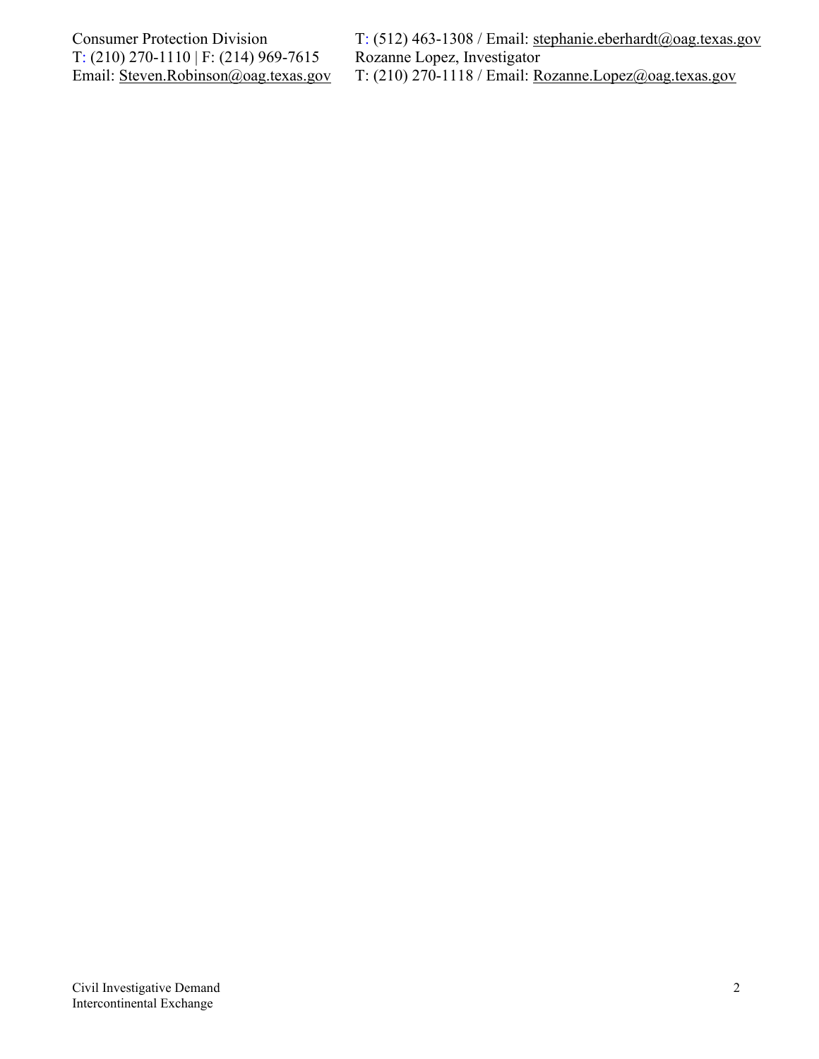Consumer Protection Division
T: (210) 270-1110 | F: (214) 969-7615
Email: Steven.Robinson@oag.texas.gov

T: (512) 463-1308 / Email: stephanie.eberhardt@oag.texas.gov
Rozanne Lopez, Investigator
T: (210) 270-1118 / Email: Rozanne.Lopez@oag.texas.gov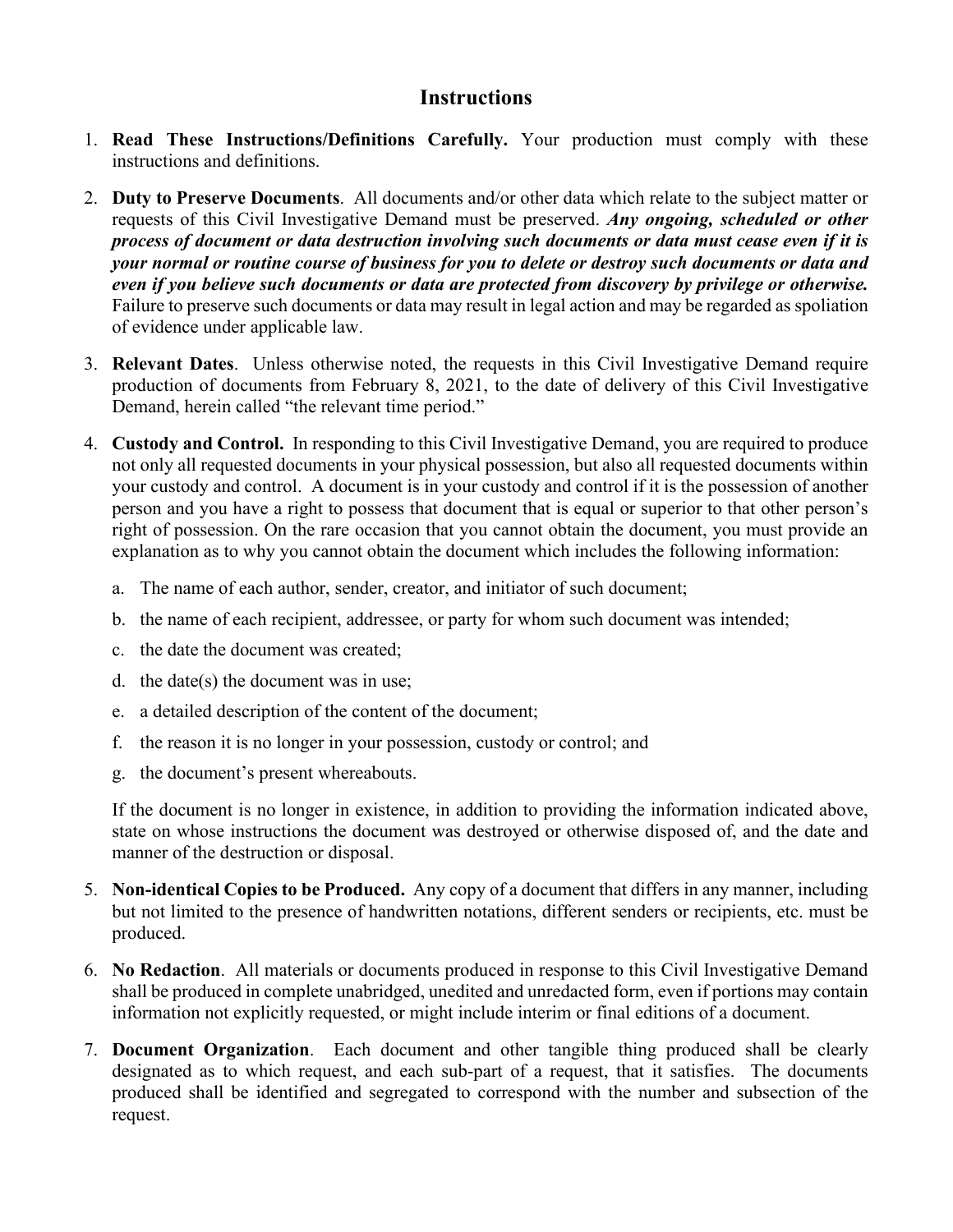## Instructions

1. **Read These Instructions/Definitions Carefully.** Your production must comply with these instructions and definitions.

2. **Duty to Preserve Documents**. All documents and/or other data which relate to the subject matter or requests of this Civil Investigative Demand must be preserved. ***Any ongoing, scheduled or other process of document or data destruction involving such documents or data must cease even if it is your normal or routine course of business for you to delete or destroy such documents or data and even if you believe such documents or data are protected from discovery by privilege or otherwise.*** Failure to preserve such documents or data may result in legal action and may be regarded as spoliation of evidence under applicable law.

3. **Relevant Dates**. Unless otherwise noted, the requests in this Civil Investigative Demand require production of documents from February 8, 2021, to the date of delivery of this Civil Investigative Demand, herein called "the relevant time period."

4. **Custody and Control.** In responding to this Civil Investigative Demand, you are required to produce not only all requested documents in your physical possession, but also all requested documents within your custody and control. A document is in your custody and control if it is the possession of another person and you have a right to possess that document that is equal or superior to that other person's right of possession. On the rare occasion that you cannot obtain the document, you must provide an explanation as to why you cannot obtain the document which includes the following information:

   a. The name of each author, sender, creator, and initiator of such document;

   b. the name of each recipient, addressee, or party for whom such document was intended;

   c. the date the document was created;

   d. the date(s) the document was in use;

   e. a detailed description of the content of the document;

   f. the reason it is no longer in your possession, custody or control; and

   g. the document's present whereabouts.

   If the document is no longer in existence, in addition to providing the information indicated above, state on whose instructions the document was destroyed or otherwise disposed of, and the date and manner of the destruction or disposal.

5. **Non-identical Copies to be Produced.** Any copy of a document that differs in any manner, including but not limited to the presence of handwritten notations, different senders or recipients, etc. must be produced.

6. **No Redaction**. All materials or documents produced in response to this Civil Investigative Demand shall be produced in complete unabridged, unedited and unredacted form, even if portions may contain information not explicitly requested, or might include interim or final editions of a document.

7. **Document Organization**. Each document and other tangible thing produced shall be clearly designated as to which request, and each sub-part of a request, that it satisfies. The documents produced shall be identified and segregated to correspond with the number and subsection of the request.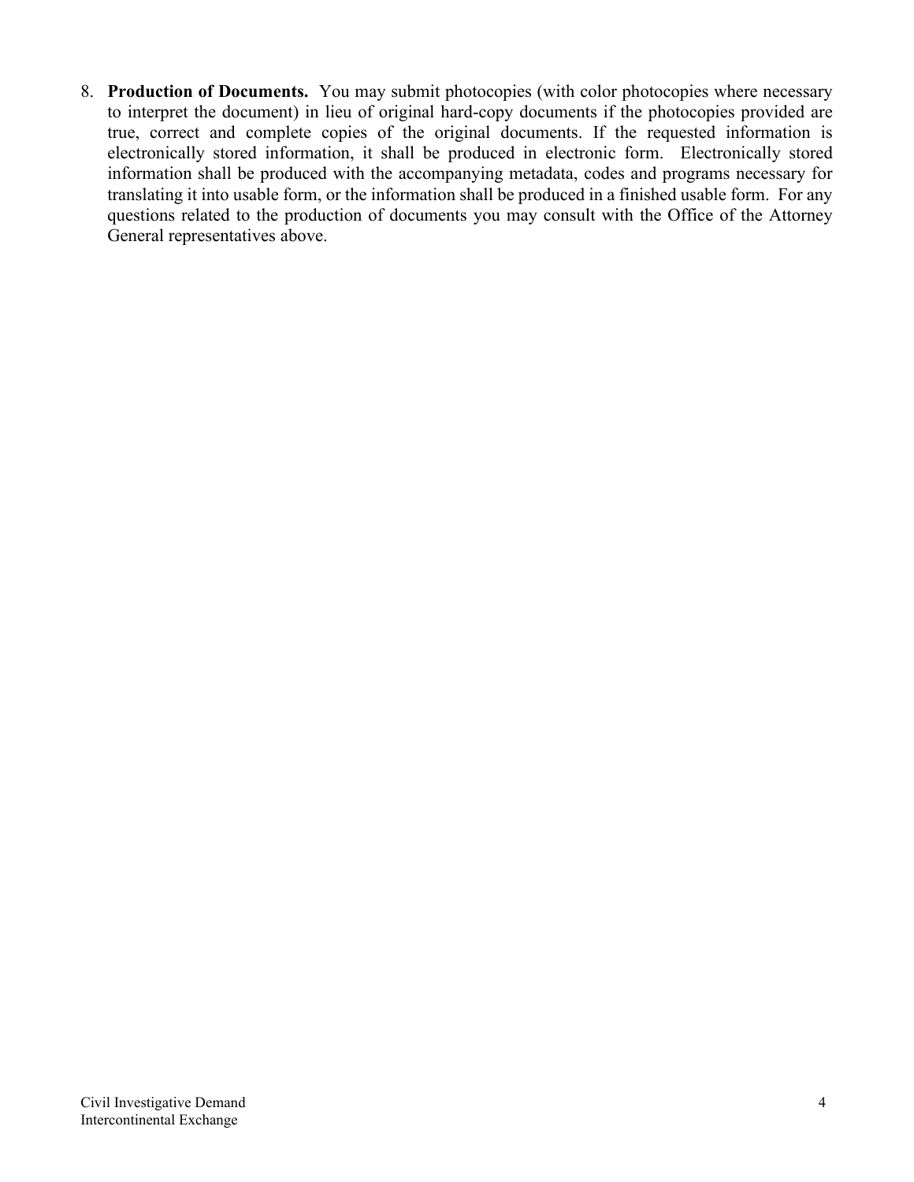8. **Production of Documents.** You may submit photocopies (with color photocopies where necessary to interpret the document) in lieu of original hard-copy documents if the photocopies provided are true, correct and complete copies of the original documents. If the requested information is electronically stored information, it shall be produced in electronic form. Electronically stored information shall be produced with the accompanying metadata, codes and programs necessary for translating it into usable form, or the information shall be produced in a finished usable form. For any questions related to the production of documents you may consult with the Office of the Attorney General representatives above.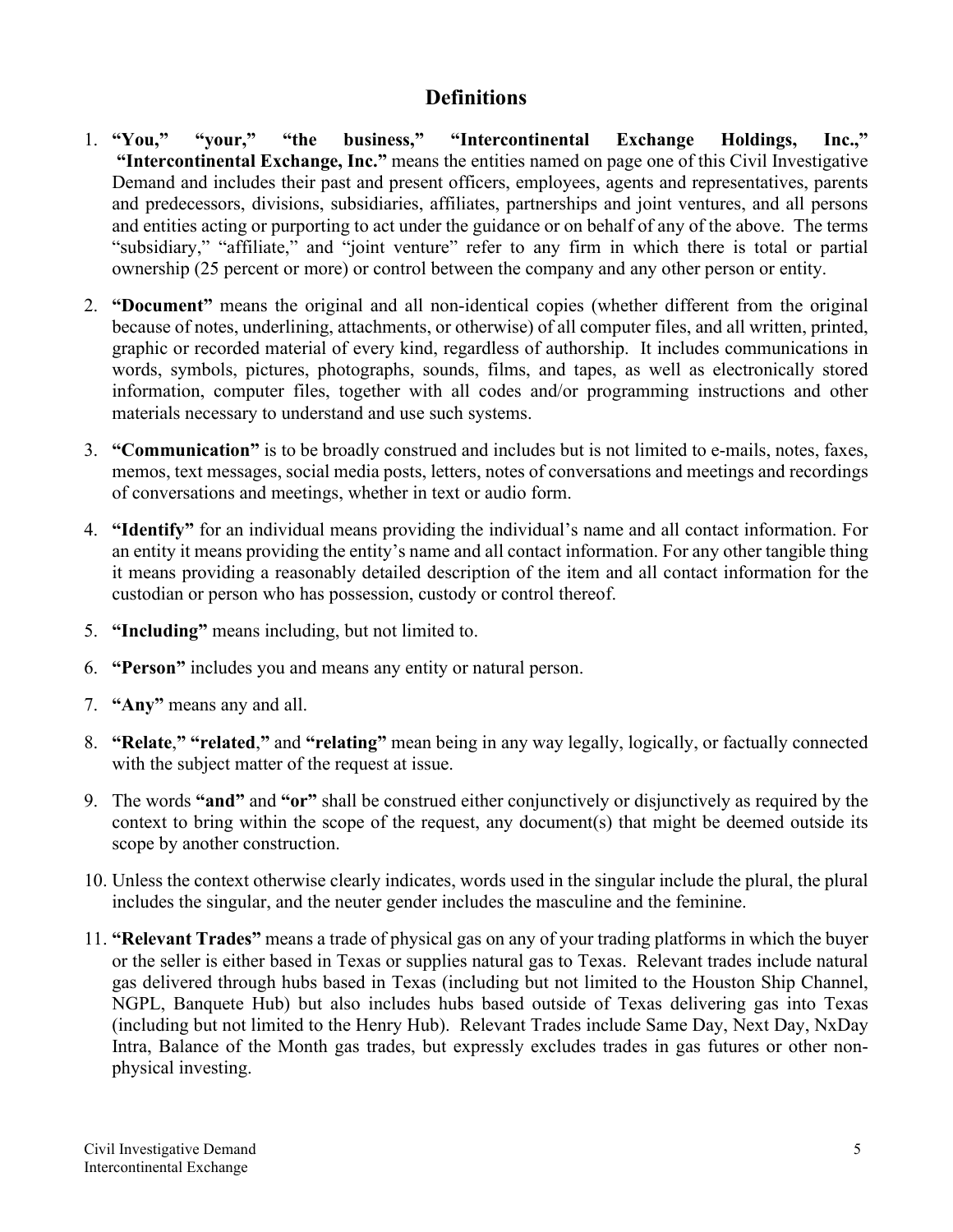# Definitions

1. **"You," "your," "the business," "Intercontinental Exchange Holdings, Inc.," "Intercontinental Exchange, Inc."** means the entities named on page one of this Civil Investigative Demand and includes their past and present officers, employees, agents and representatives, parents and predecessors, divisions, subsidiaries, affiliates, partnerships and joint ventures, and all persons and entities acting or purporting to act under the guidance or on behalf of any of the above. The terms "subsidiary," "affiliate," and "joint venture" refer to any firm in which there is total or partial ownership (25 percent or more) or control between the company and any other person or entity.

2. **"Document"** means the original and all non-identical copies (whether different from the original because of notes, underlining, attachments, or otherwise) of all computer files, and all written, printed, graphic or recorded material of every kind, regardless of authorship. It includes communications in words, symbols, pictures, photographs, sounds, films, and tapes, as well as electronically stored information, computer files, together with all codes and/or programming instructions and other materials necessary to understand and use such systems.

3. **"Communication"** is to be broadly construed and includes but is not limited to e-mails, notes, faxes, memos, text messages, social media posts, letters, notes of conversations and meetings and recordings of conversations and meetings, whether in text or audio form.

4. **"Identify"** for an individual means providing the individual's name and all contact information. For an entity it means providing the entity's name and all contact information. For any other tangible thing it means providing a reasonably detailed description of the item and all contact information for the custodian or person who has possession, custody or control thereof.

5. **"Including"** means including, but not limited to.

6. **"Person"** includes you and means any entity or natural person.

7. **"Any"** means any and all.

8. **"Relate," "related,"** and **"relating"** mean being in any way legally, logically, or factually connected with the subject matter of the request at issue.

9. The words **"and"** and **"or"** shall be construed either conjunctively or disjunctively as required by the context to bring within the scope of the request, any document(s) that might be deemed outside its scope by another construction.

10. Unless the context otherwise clearly indicates, words used in the singular include the plural, the plural includes the singular, and the neuter gender includes the masculine and the feminine.

11. **"Relevant Trades"** means a trade of physical gas on any of your trading platforms in which the buyer or the seller is either based in Texas or supplies natural gas to Texas. Relevant trades include natural gas delivered through hubs based in Texas (including but not limited to the Houston Ship Channel, NGPL, Banquete Hub) but also includes hubs based outside of Texas delivering gas into Texas (including but not limited to the Henry Hub). Relevant Trades include Same Day, Next Day, NxDay Intra, Balance of the Month gas trades, but expressly excludes trades in gas futures or other non-physical investing.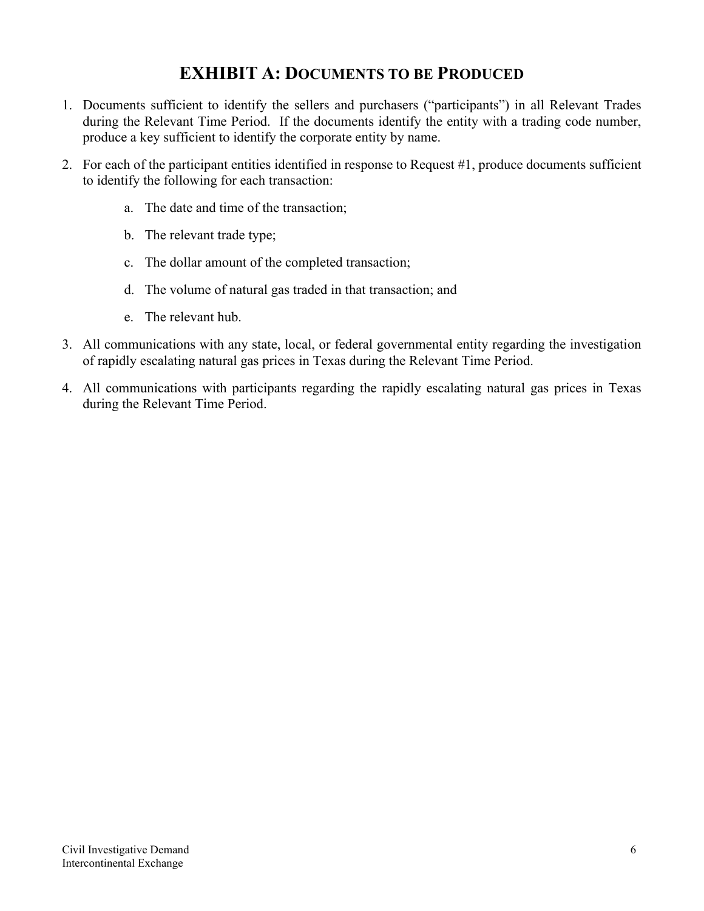# EXHIBIT A: DOCUMENTS TO BE PRODUCED

1. Documents sufficient to identify the sellers and purchasers ("participants") in all Relevant Trades during the Relevant Time Period. If the documents identify the entity with a trading code number, produce a key sufficient to identify the corporate entity by name.

2. For each of the participant entities identified in response to Request #1, produce documents sufficient to identify the following for each transaction:

   a. The date and time of the transaction;

   b. The relevant trade type;

   c. The dollar amount of the completed transaction;

   d. The volume of natural gas traded in that transaction; and

   e. The relevant hub.

3. All communications with any state, local, or federal governmental entity regarding the investigation of rapidly escalating natural gas prices in Texas during the Relevant Time Period.

4. All communications with participants regarding the rapidly escalating natural gas prices in Texas during the Relevant Time Period.